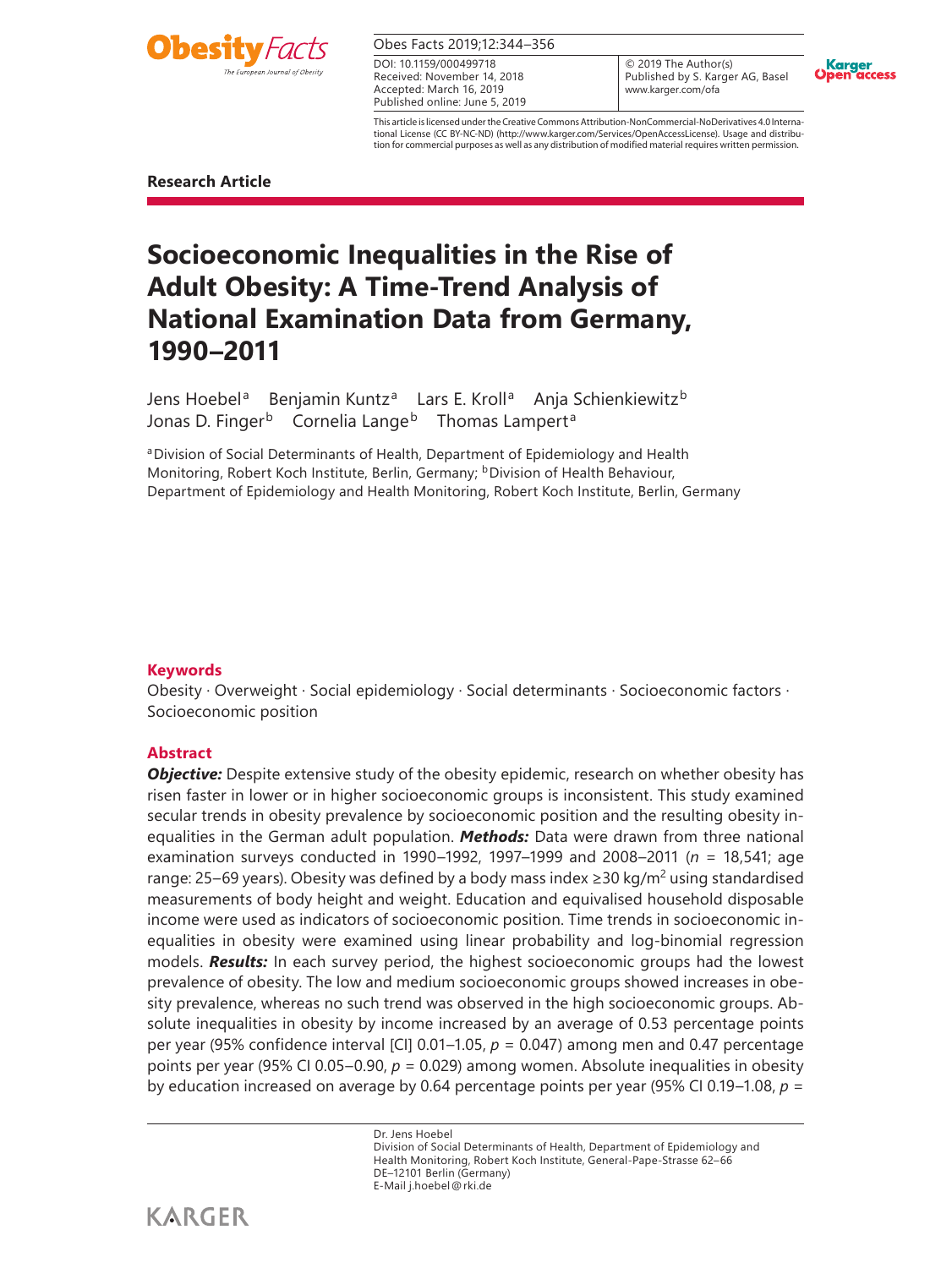DOI: 10.1159/000499718
Received: November 14, 2018
Accepted: March 16, 2019
Published online: June 5, 2019

© 2019 The Author(s)
Published by S. Karger AG, Basel
www.karger.com/ofa

This article is licensed under the Creative Commons Attribution-NonCommercial-NoDerivatives 4.0 International License (CC BY-NC-ND) (http://www.karger.com/Services/OpenAccessLicense). Usage and distribution for commercial purposes as well as any distribution of modified material requires written permission.

**Research Article**

# Socioeconomic Inequalities in the Rise of Adult Obesity: A Time-Trend Analysis of National Examination Data from Germany, 1990–2011

Jens Hoebel[a] Benjamin Kuntz[a] Lars E. Kroll[a] Anja Schienkiewitz[b] Jonas D. Finger[b] Cornelia Lange[b] Thomas Lampert[a]

[a]Division of Social Determinants of Health, Department of Epidemiology and Health Monitoring, Robert Koch Institute, Berlin, Germany; [b]Division of Health Behaviour, Department of Epidemiology and Health Monitoring, Robert Koch Institute, Berlin, Germany

## Keywords

Obesity · Overweight · Social epidemiology · Social determinants · Socioeconomic factors · Socioeconomic position

## Abstract

***Objective:*** Despite extensive study of the obesity epidemic, research on whether obesity has risen faster in lower or in higher socioeconomic groups is inconsistent. This study examined secular trends in obesity prevalence by socioeconomic position and the resulting obesity inequalities in the German adult population. ***Methods:*** Data were drawn from three national examination surveys conducted in 1990–1992, 1997–1999 and 2008–2011 ($n$ = 18,541; age range: 25–69 years). Obesity was defined by a body mass index ≥30 kg/m$^2$ using standardised measurements of body height and weight. Education and equivalised household disposable income were used as indicators of socioeconomic position. Time trends in socioeconomic inequalities in obesity were examined using linear probability and log-binomial regression models. ***Results:*** In each survey period, the highest socioeconomic groups had the lowest prevalence of obesity. The low and medium socioeconomic groups showed increases in obesity prevalence, whereas no such trend was observed in the high socioeconomic groups. Absolute inequalities in obesity by income increased by an average of 0.53 percentage points per year (95% confidence interval [CI] 0.01–1.05, $p$ = 0.047) among men and 0.47 percentage points per year (95% CI 0.05–0.90, $p$ = 0.029) among women. Absolute inequalities in obesity by education increased on average by 0.64 percentage points per year (95% CI 0.19–1.08, $p$ =

Dr. Jens Hoebel
Division of Social Determinants of Health, Department of Epidemiology and Health Monitoring, Robert Koch Institute, General-Pape-Strasse 62–66
DE–12101 Berlin (Germany)
E-Mail j.hoebel@rki.de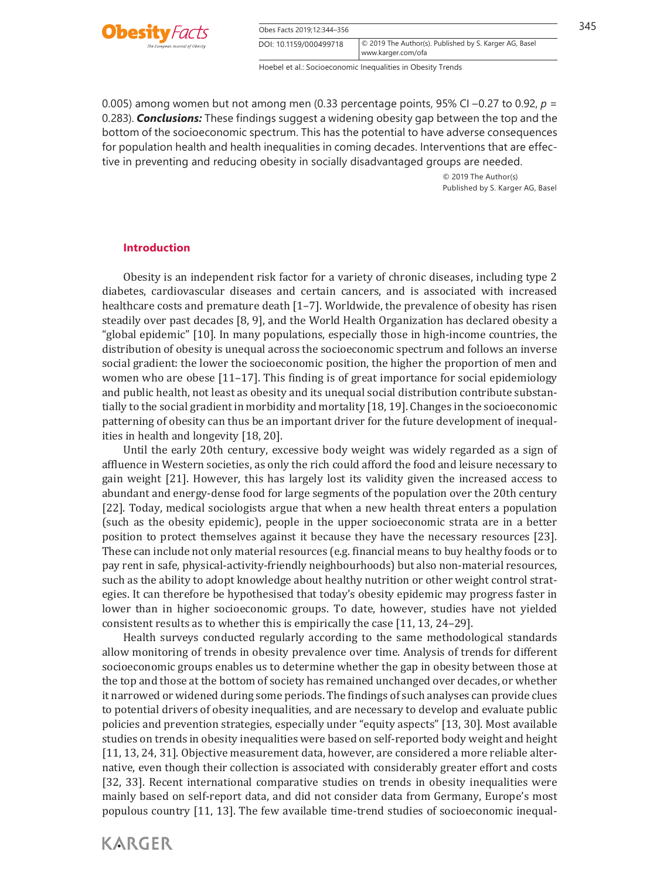0.005) among women but not among men (0.33 percentage points, 95% CI –0.27 to 0.92, $p$ = 0.283). ***Conclusions:*** These findings suggest a widening obesity gap between the top and the bottom of the socioeconomic spectrum. This has the potential to have adverse consequences for population health and health inequalities in coming decades. Interventions that are effective in preventing and reducing obesity in socially disadvantaged groups are needed.

© 2019 The Author(s)
Published by S. Karger AG, Basel

## Introduction

Obesity is an independent risk factor for a variety of chronic diseases, including type 2 diabetes, cardiovascular diseases and certain cancers, and is associated with increased healthcare costs and premature death [1–7]. Worldwide, the prevalence of obesity has risen steadily over past decades [8, 9], and the World Health Organization has declared obesity a "global epidemic" [10]. In many populations, especially those in high-income countries, the distribution of obesity is unequal across the socioeconomic spectrum and follows an inverse social gradient: the lower the socioeconomic position, the higher the proportion of men and women who are obese [11–17]. This finding is of great importance for social epidemiology and public health, not least as obesity and its unequal social distribution contribute substantially to the social gradient in morbidity and mortality [18, 19]. Changes in the socioeconomic patterning of obesity can thus be an important driver for the future development of inequalities in health and longevity [18, 20].

Until the early 20th century, excessive body weight was widely regarded as a sign of affluence in Western societies, as only the rich could afford the food and leisure necessary to gain weight [21]. However, this has largely lost its validity given the increased access to abundant and energy-dense food for large segments of the population over the 20th century [22]. Today, medical sociologists argue that when a new health threat enters a population (such as the obesity epidemic), people in the upper socioeconomic strata are in a better position to protect themselves against it because they have the necessary resources [23]. These can include not only material resources (e.g. financial means to buy healthy foods or to pay rent in safe, physical-activity-friendly neighbourhoods) but also non-material resources, such as the ability to adopt knowledge about healthy nutrition or other weight control strategies. It can therefore be hypothesised that today's obesity epidemic may progress faster in lower than in higher socioeconomic groups. To date, however, studies have not yielded consistent results as to whether this is empirically the case [11, 13, 24–29].

Health surveys conducted regularly according to the same methodological standards allow monitoring of trends in obesity prevalence over time. Analysis of trends for different socioeconomic groups enables us to determine whether the gap in obesity between those at the top and those at the bottom of society has remained unchanged over decades, or whether it narrowed or widened during some periods. The findings of such analyses can provide clues to potential drivers of obesity inequalities, and are necessary to develop and evaluate public policies and prevention strategies, especially under "equity aspects" [13, 30]. Most available studies on trends in obesity inequalities were based on self-reported body weight and height [11, 13, 24, 31]. Objective measurement data, however, are considered a more reliable alternative, even though their collection is associated with considerably greater effort and costs [32, 33]. Recent international comparative studies on trends in obesity inequalities were mainly based on self-report data, and did not consider data from Germany, Europe's most populous country [11, 13]. The few available time-trend studies of socioeconomic inequal-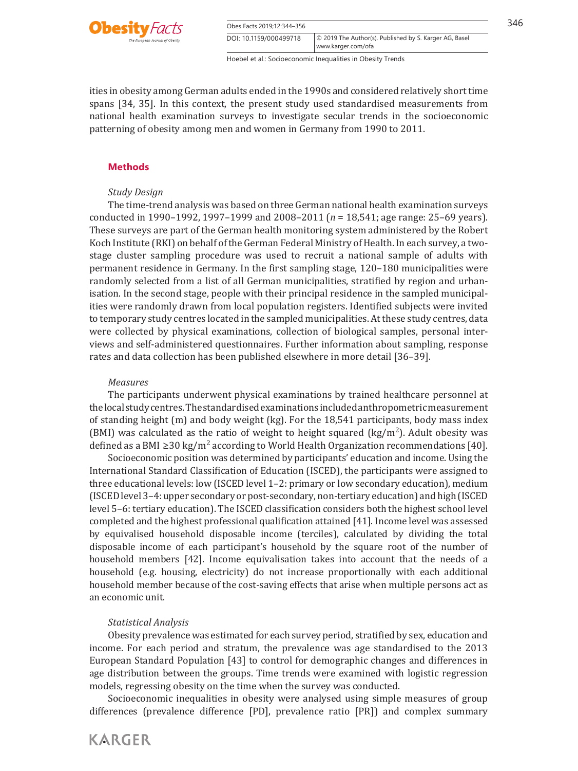ities in obesity among German adults ended in the 1990s and considered relatively short time spans [34, 35]. In this context, the present study used standardised measurements from national health examination surveys to investigate secular trends in the socioeconomic patterning of obesity among men and women in Germany from 1990 to 2011.

## Methods

### *Study Design*

The time-trend analysis was based on three German national health examination surveys conducted in 1990–1992, 1997–1999 and 2008–2011 ($n$ = 18,541; age range: 25–69 years). These surveys are part of the German health monitoring system administered by the Robert Koch Institute (RKI) on behalf of the German Federal Ministry of Health. In each survey, a two-stage cluster sampling procedure was used to recruit a national sample of adults with permanent residence in Germany. In the first sampling stage, 120–180 municipalities were randomly selected from a list of all German municipalities, stratified by region and urbanisation. In the second stage, people with their principal residence in the sampled municipalities were randomly drawn from local population registers. Identified subjects were invited to temporary study centres located in the sampled municipalities. At these study centres, data were collected by physical examinations, collection of biological samples, personal interviews and self-administered questionnaires. Further information about sampling, response rates and data collection has been published elsewhere in more detail [36–39].

### *Measures*

The participants underwent physical examinations by trained healthcare personnel at the local study centres. The standardised examinations included anthropometric measurement of standing height (m) and body weight (kg). For the 18,541 participants, body mass index (BMI) was calculated as the ratio of weight to height squared (kg/m$^2$). Adult obesity was defined as a BMI ≥30 kg/m$^2$ according to World Health Organization recommendations [40].

Socioeconomic position was determined by participants' education and income. Using the International Standard Classification of Education (ISCED), the participants were assigned to three educational levels: low (ISCED level 1–2: primary or low secondary education), medium (ISCED level 3–4: upper secondary or post-secondary, non-tertiary education) and high (ISCED level 5–6: tertiary education). The ISCED classification considers both the highest school level completed and the highest professional qualification attained [41]. Income level was assessed by equivalised household disposable income (terciles), calculated by dividing the total disposable income of each participant's household by the square root of the number of household members [42]. Income equivalisation takes into account that the needs of a household (e.g. housing, electricity) do not increase proportionally with each additional household member because of the cost-saving effects that arise when multiple persons act as an economic unit.

### *Statistical Analysis*

Obesity prevalence was estimated for each survey period, stratified by sex, education and income. For each period and stratum, the prevalence was age standardised to the 2013 European Standard Population [43] to control for demographic changes and differences in age distribution between the groups. Time trends were examined with logistic regression models, regressing obesity on the time when the survey was conducted.

Socioeconomic inequalities in obesity were analysed using simple measures of group differences (prevalence difference [PD], prevalence ratio [PR]) and complex summary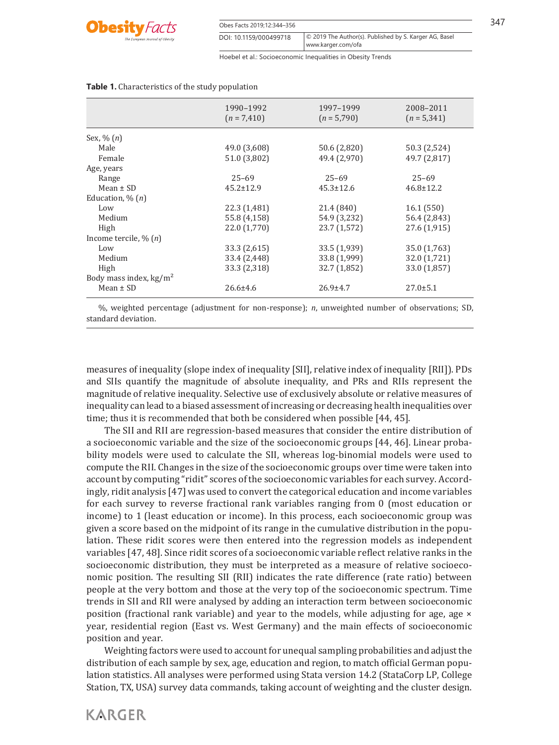**Table 1.** Characteristics of the study population

| | 1990–1992 (*n* = 7,410) | 1997–1999 (*n* = 5,790) | 2008–2011 (*n* = 5,341) |
|---|---|---|---|
| Sex, % (*n*) | | | |
| Male | 49.0 (3,608) | 50.6 (2,820) | 50.3 (2,524) |
| Female | 51.0 (3,802) | 49.4 (2,970) | 49.7 (2,817) |
| Age, years | | | |
| Range | 25–69 | 25–69 | 25–69 |
| Mean ± SD | 45.2±12.9 | 45.3±12.6 | 46.8±12.2 |
| Education, % (*n*) | | | |
| Low | 22.3 (1,481) | 21.4 (840) | 16.1 (550) |
| Medium | 55.8 (4,158) | 54.9 (3,232) | 56.4 (2,843) |
| High | 22.0 (1,770) | 23.7 (1,572) | 27.6 (1,915) |
| Income tercile, % (*n*) | | | |
| Low | 33.3 (2,615) | 33.5 (1,939) | 35.0 (1,763) |
| Medium | 33.4 (2,448) | 33.8 (1,999) | 32.0 (1,721) |
| High | 33.3 (2,318) | 32.7 (1,852) | 33.0 (1,857) |
| Body mass index, kg/m$^2$ | | | |
| Mean ± SD | 26.6±4.6 | 26.9±4.7 | 27.0±5.1 |

%, weighted percentage (adjustment for non-response); *n*, unweighted number of observations; SD, standard deviation.

measures of inequality (slope index of inequality [SII], relative index of inequality [RII]). PDs and SIIs quantify the magnitude of absolute inequality, and PRs and RIIs represent the magnitude of relative inequality. Selective use of exclusively absolute or relative measures of inequality can lead to a biased assessment of increasing or decreasing health inequalities over time; thus it is recommended that both be considered when possible [44, 45].

The SII and RII are regression-based measures that consider the entire distribution of a socioeconomic variable and the size of the socioeconomic groups [44, 46]. Linear probability models were used to calculate the SII, whereas log-binomial models were used to compute the RII. Changes in the size of the socioeconomic groups over time were taken into account by computing "ridit" scores of the socioeconomic variables for each survey. Accordingly, ridit analysis [47] was used to convert the categorical education and income variables for each survey to reverse fractional rank variables ranging from 0 (most education or income) to 1 (least education or income). In this process, each socioeconomic group was given a score based on the midpoint of its range in the cumulative distribution in the population. These ridit scores were then entered into the regression models as independent variables [47, 48]. Since ridit scores of a socioeconomic variable reflect relative ranks in the socioeconomic distribution, they must be interpreted as a measure of relative socioeconomic position. The resulting SII (RII) indicates the rate difference (rate ratio) between people at the very bottom and those at the very top of the socioeconomic spectrum. Time trends in SII and RII were analysed by adding an interaction term between socioeconomic position (fractional rank variable) and year to the models, while adjusting for age, age × year, residential region (East vs. West Germany) and the main effects of socioeconomic position and year.

Weighting factors were used to account for unequal sampling probabilities and adjust the distribution of each sample by sex, age, education and region, to match official German population statistics. All analyses were performed using Stata version 14.2 (StataCorp LP, College Station, TX, USA) survey data commands, taking account of weighting and the cluster design.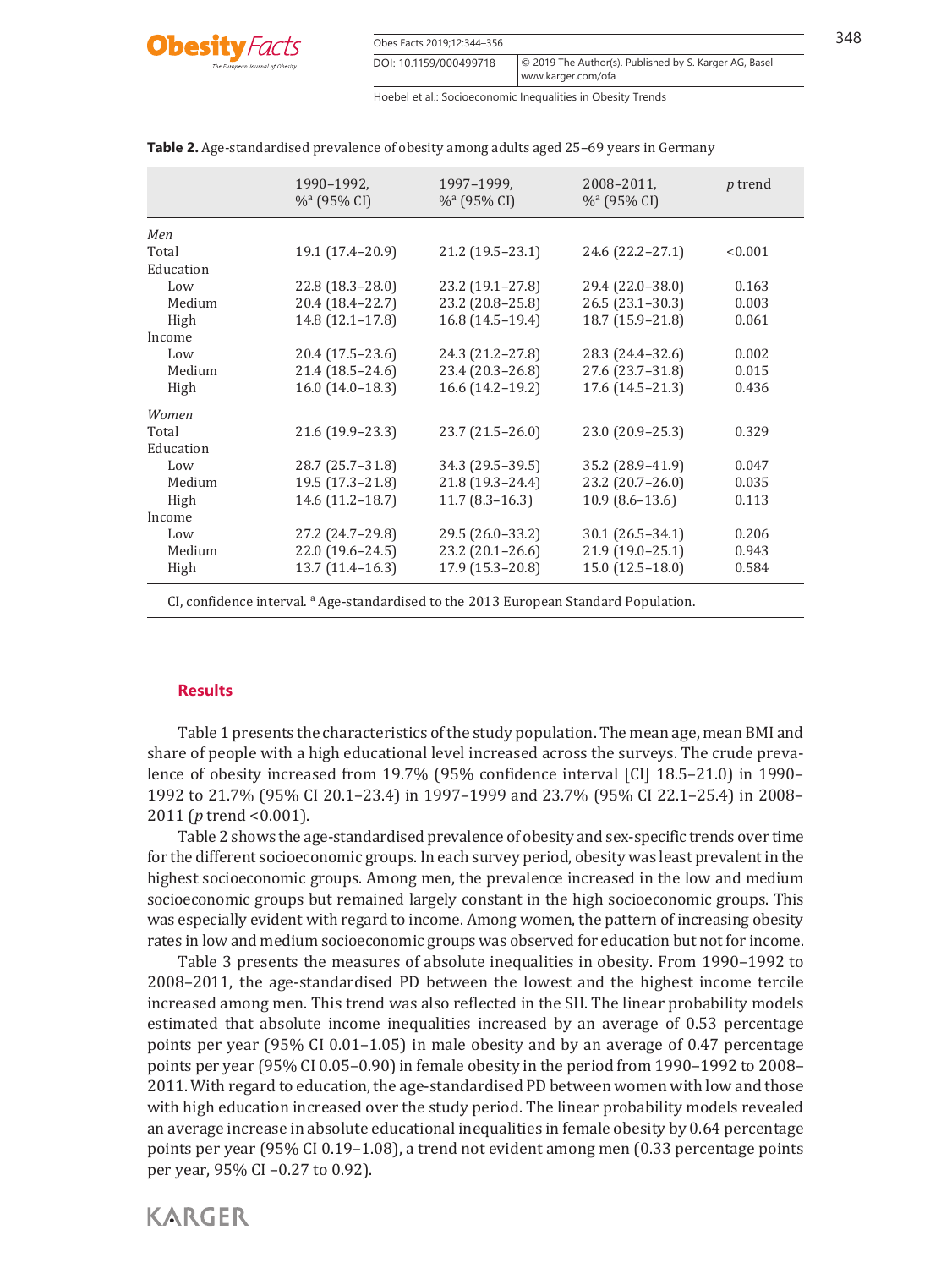**Table 2.** Age-standardised prevalence of obesity among adults aged 25–69 years in Germany

| | 1990–1992, %[a] (95% CI) | 1997–1999, %[a] (95% CI) | 2008–2011, %[a] (95% CI) | *p* trend |
|---|---|---|---|---|
| *Men* | | | | |
| Total | 19.1 (17.4–20.9) | 21.2 (19.5–23.1) | 24.6 (22.2–27.1) | <0.001 |
| Education | | | | |
| Low | 22.8 (18.3–28.0) | 23.2 (19.1–27.8) | 29.4 (22.0–38.0) | 0.163 |
| Medium | 20.4 (18.4–22.7) | 23.2 (20.8–25.8) | 26.5 (23.1–30.3) | 0.003 |
| High | 14.8 (12.1–17.8) | 16.8 (14.5–19.4) | 18.7 (15.9–21.8) | 0.061 |
| Income | | | | |
| Low | 20.4 (17.5–23.6) | 24.3 (21.2–27.8) | 28.3 (24.4–32.6) | 0.002 |
| Medium | 21.4 (18.5–24.6) | 23.4 (20.3–26.8) | 27.6 (23.7–31.8) | 0.015 |
| High | 16.0 (14.0–18.3) | 16.6 (14.2–19.2) | 17.6 (14.5–21.3) | 0.436 |
| *Women* | | | | |
| Total | 21.6 (19.9–23.3) | 23.7 (21.5–26.0) | 23.0 (20.9–25.3) | 0.329 |
| Education | | | | |
| Low | 28.7 (25.7–31.8) | 34.3 (29.5–39.5) | 35.2 (28.9–41.9) | 0.047 |
| Medium | 19.5 (17.3–21.8) | 21.8 (19.3–24.4) | 23.2 (20.7–26.0) | 0.035 |
| High | 14.6 (11.2–18.7) | 11.7 (8.3–16.3) | 10.9 (8.6–13.6) | 0.113 |
| Income | | | | |
| Low | 27.2 (24.7–29.8) | 29.5 (26.0–33.2) | 30.1 (26.5–34.1) | 0.206 |
| Medium | 22.0 (19.6–24.5) | 23.2 (20.1–26.6) | 21.9 (19.0–25.1) | 0.943 |
| High | 13.7 (11.4–16.3) | 17.9 (15.3–20.8) | 15.0 (12.5–18.0) | 0.584 |

CI, confidence interval. [a] Age-standardised to the 2013 European Standard Population.

## Results

Table 1 presents the characteristics of the study population. The mean age, mean BMI and share of people with a high educational level increased across the surveys. The crude prevalence of obesity increased from 19.7% (95% confidence interval [CI] 18.5–21.0) in 1990–1992 to 21.7% (95% CI 20.1–23.4) in 1997–1999 and 23.7% (95% CI 22.1–25.4) in 2008–2011 ($p$ trend <0.001).

Table 2 shows the age-standardised prevalence of obesity and sex-specific trends over time for the different socioeconomic groups. In each survey period, obesity was least prevalent in the highest socioeconomic groups. Among men, the prevalence increased in the low and medium socioeconomic groups but remained largely constant in the high socioeconomic groups. This was especially evident with regard to income. Among women, the pattern of increasing obesity rates in low and medium socioeconomic groups was observed for education but not for income.

Table 3 presents the measures of absolute inequalities in obesity. From 1990–1992 to 2008–2011, the age-standardised PD between the lowest and the highest income tercile increased among men. This trend was also reflected in the SII. The linear probability models estimated that absolute income inequalities increased by an average of 0.53 percentage points per year (95% CI 0.01–1.05) in male obesity and by an average of 0.47 percentage points per year (95% CI 0.05–0.90) in female obesity in the period from 1990–1992 to 2008–2011. With regard to education, the age-standardised PD between women with low and those with high education increased over the study period. The linear probability models revealed an average increase in absolute educational inequalities in female obesity by 0.64 percentage points per year (95% CI 0.19–1.08), a trend not evident among men (0.33 percentage points per year, 95% CI –0.27 to 0.92).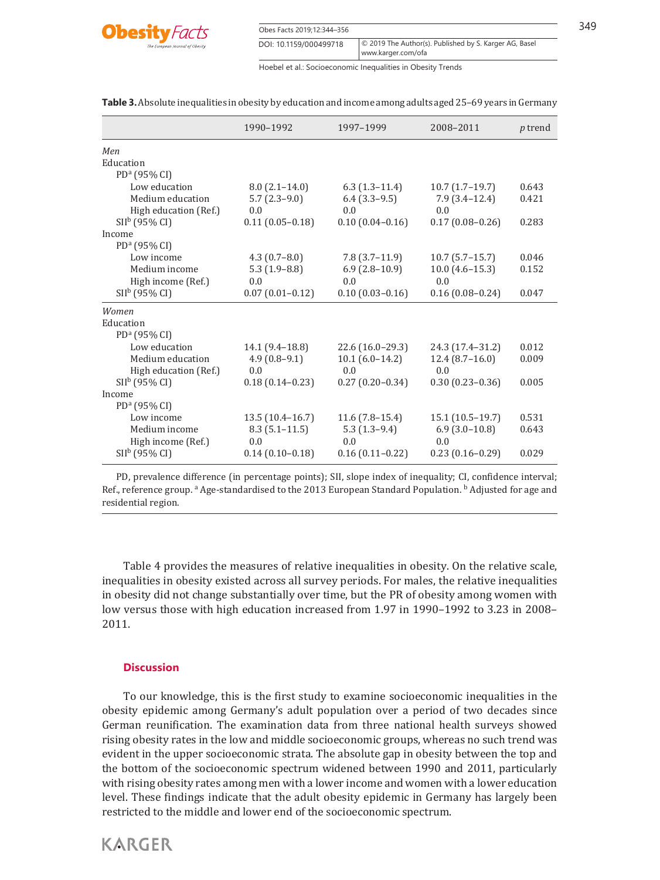**Table 3.** Absolute inequalities in obesity by education and income among adults aged 25–69 years in Germany

| | 1990–1992 | 1997–1999 | 2008–2011 | *p* trend |
|---|---|---|---|---|
| *Men* | | | | |
| Education | | | | |
| PD[a] (95% CI) | | | | |
| Low education | 8.0 (2.1–14.0) | 6.3 (1.3–11.4) | 10.7 (1.7–19.7) | 0.643 |
| Medium education | 5.7 (2.3–9.0) | 6.4 (3.3–9.5) | 7.9 (3.4–12.4) | 0.421 |
| High education (Ref.) | 0.0 | 0.0 | 0.0 | |
| SII[b] (95% CI) | 0.11 (0.05–0.18) | 0.10 (0.04–0.16) | 0.17 (0.08–0.26) | 0.283 |
| Income | | | | |
| PD[a] (95% CI) | | | | |
| Low income | 4.3 (0.7–8.0) | 7.8 (3.7–11.9) | 10.7 (5.7–15.7) | 0.046 |
| Medium income | 5.3 (1.9–8.8) | 6.9 (2.8–10.9) | 10.0 (4.6–15.3) | 0.152 |
| High income (Ref.) | 0.0 | 0.0 | 0.0 | |
| SII[b] (95% CI) | 0.07 (0.01–0.12) | 0.10 (0.03–0.16) | 0.16 (0.08–0.24) | 0.047 |
| *Women* | | | | |
| Education | | | | |
| PD[a] (95% CI) | | | | |
| Low education | 14.1 (9.4–18.8) | 22.6 (16.0–29.3) | 24.3 (17.4–31.2) | 0.012 |
| Medium education | 4.9 (0.8–9.1) | 10.1 (6.0–14.2) | 12.4 (8.7–16.0) | 0.009 |
| High education (Ref.) | 0.0 | 0.0 | 0.0 | |
| SII[b] (95% CI) | 0.18 (0.14–0.23) | 0.27 (0.20–0.34) | 0.30 (0.23–0.36) | 0.005 |
| Income | | | | |
| PD[a] (95% CI) | | | | |
| Low income | 13.5 (10.4–16.7) | 11.6 (7.8–15.4) | 15.1 (10.5–19.7) | 0.531 |
| Medium income | 8.3 (5.1–11.5) | 5.3 (1.3–9.4) | 6.9 (3.0–10.8) | 0.643 |
| High income (Ref.) | 0.0 | 0.0 | 0.0 | |
| SII[b] (95% CI) | 0.14 (0.10–0.18) | 0.16 (0.11–0.22) | 0.23 (0.16–0.29) | 0.029 |

PD, prevalence difference (in percentage points); SII, slope index of inequality; CI, confidence interval; Ref., reference group. [a] Age-standardised to the 2013 European Standard Population. [b] Adjusted for age and residential region.

Table 4 provides the measures of relative inequalities in obesity. On the relative scale, inequalities in obesity existed across all survey periods. For males, the relative inequalities in obesity did not change substantially over time, but the PR of obesity among women with low versus those with high education increased from 1.97 in 1990–1992 to 3.23 in 2008–2011.

## Discussion

To our knowledge, this is the first study to examine socioeconomic inequalities in the obesity epidemic among Germany's adult population over a period of two decades since German reunification. The examination data from three national health surveys showed rising obesity rates in the low and middle socioeconomic groups, whereas no such trend was evident in the upper socioeconomic strata. The absolute gap in obesity between the top and the bottom of the socioeconomic spectrum widened between 1990 and 2011, particularly with rising obesity rates among men with a lower income and women with a lower education level. These findings indicate that the adult obesity epidemic in Germany has largely been restricted to the middle and lower end of the socioeconomic spectrum.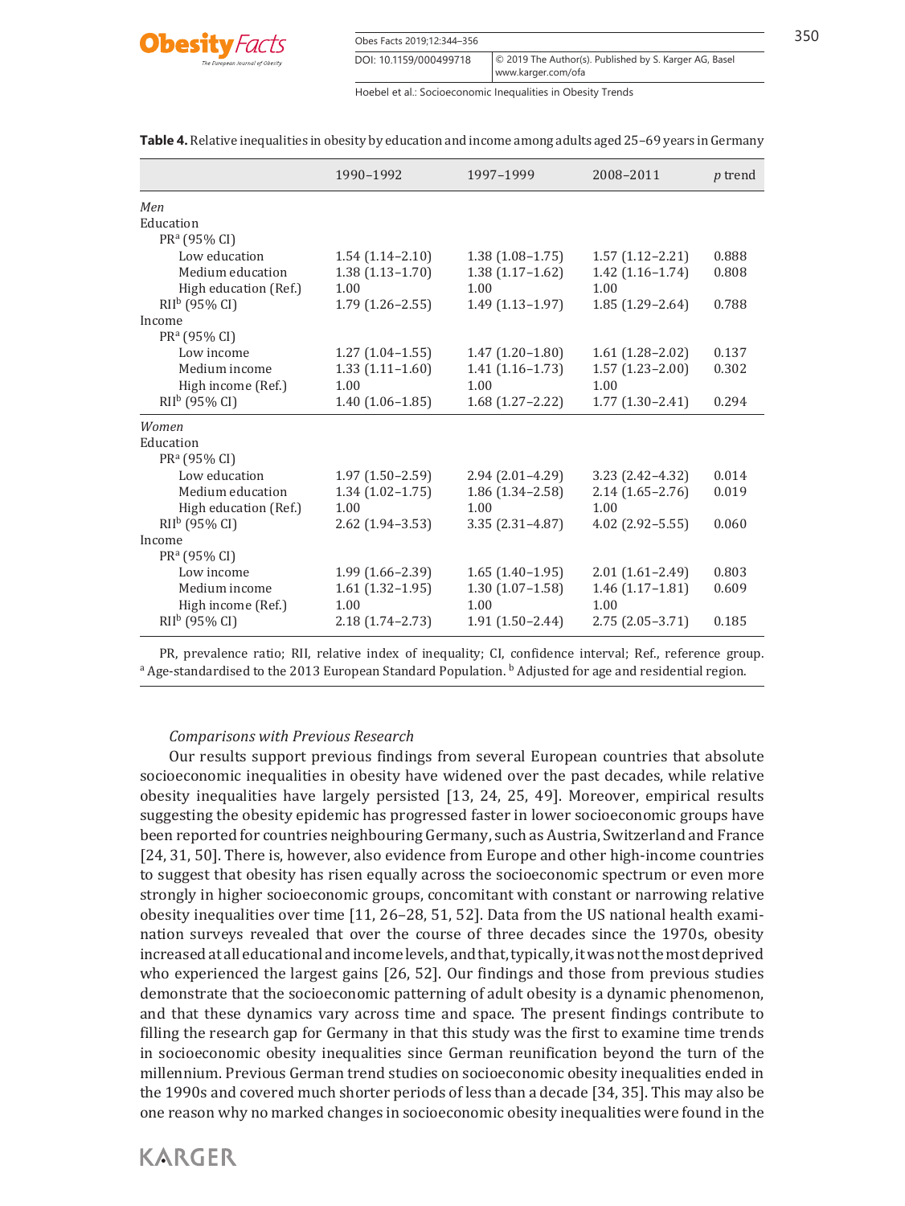**Table 4.** Relative inequalities in obesity by education and income among adults aged 25–69 years in Germany

| | 1990–1992 | 1997–1999 | 2008–2011 | *p* trend |
|---|---|---|---|---|
| *Men* | | | | |
| Education | | | | |
| PR[a] (95% CI) | | | | |
| Low education | 1.54 (1.14–2.10) | 1.38 (1.08–1.75) | 1.57 (1.12–2.21) | 0.888 |
| Medium education | 1.38 (1.13–1.70) | 1.38 (1.17–1.62) | 1.42 (1.16–1.74) | 0.808 |
| High education (Ref.) | 1.00 | 1.00 | 1.00 | |
| RII[b] (95% CI) | 1.79 (1.26–2.55) | 1.49 (1.13–1.97) | 1.85 (1.29–2.64) | 0.788 |
| Income | | | | |
| PR[a] (95% CI) | | | | |
| Low income | 1.27 (1.04–1.55) | 1.47 (1.20–1.80) | 1.61 (1.28–2.02) | 0.137 |
| Medium income | 1.33 (1.11–1.60) | 1.41 (1.16–1.73) | 1.57 (1.23–2.00) | 0.302 |
| High income (Ref.) | 1.00 | 1.00 | 1.00 | |
| RII[b] (95% CI) | 1.40 (1.06–1.85) | 1.68 (1.27–2.22) | 1.77 (1.30–2.41) | 0.294 |
| *Women* | | | | |
| Education | | | | |
| PR[a] (95% CI) | | | | |
| Low education | 1.97 (1.50–2.59) | 2.94 (2.01–4.29) | 3.23 (2.42–4.32) | 0.014 |
| Medium education | 1.34 (1.02–1.75) | 1.86 (1.34–2.58) | 2.14 (1.65–2.76) | 0.019 |
| High education (Ref.) | 1.00 | 1.00 | 1.00 | |
| RII[b] (95% CI) | 2.62 (1.94–3.53) | 3.35 (2.31–4.87) | 4.02 (2.92–5.55) | 0.060 |
| Income | | | | |
| PR[a] (95% CI) | | | | |
| Low income | 1.99 (1.66–2.39) | 1.65 (1.40–1.95) | 2.01 (1.61–2.49) | 0.803 |
| Medium income | 1.61 (1.32–1.95) | 1.30 (1.07–1.58) | 1.46 (1.17–1.81) | 0.609 |
| High income (Ref.) | 1.00 | 1.00 | 1.00 | |
| RII[b] (95% CI) | 2.18 (1.74–2.73) | 1.91 (1.50–2.44) | 2.75 (2.05–3.71) | 0.185 |

PR, prevalence ratio; RII, relative index of inequality; CI, confidence interval; Ref., reference group. [a] Age-standardised to the 2013 European Standard Population. [b] Adjusted for age and residential region.

*Comparisons with Previous Research*

Our results support previous findings from several European countries that absolute socioeconomic inequalities in obesity have widened over the past decades, while relative obesity inequalities have largely persisted [13, 24, 25, 49]. Moreover, empirical results suggesting the obesity epidemic has progressed faster in lower socioeconomic groups have been reported for countries neighbouring Germany, such as Austria, Switzerland and France [24, 31, 50]. There is, however, also evidence from Europe and other high-income countries to suggest that obesity has risen equally across the socioeconomic spectrum or even more strongly in higher socioeconomic groups, concomitant with constant or narrowing relative obesity inequalities over time [11, 26–28, 51, 52]. Data from the US national health examination surveys revealed that over the course of three decades since the 1970s, obesity increased at all educational and income levels, and that, typically, it was not the most deprived who experienced the largest gains [26, 52]. Our findings and those from previous studies demonstrate that the socioeconomic patterning of adult obesity is a dynamic phenomenon, and that these dynamics vary across time and space. The present findings contribute to filling the research gap for Germany in that this study was the first to examine time trends in socioeconomic obesity inequalities since German reunification beyond the turn of the millennium. Previous German trend studies on socioeconomic obesity inequalities ended in the 1990s and covered much shorter periods of less than a decade [34, 35]. This may also be one reason why no marked changes in socioeconomic obesity inequalities were found in the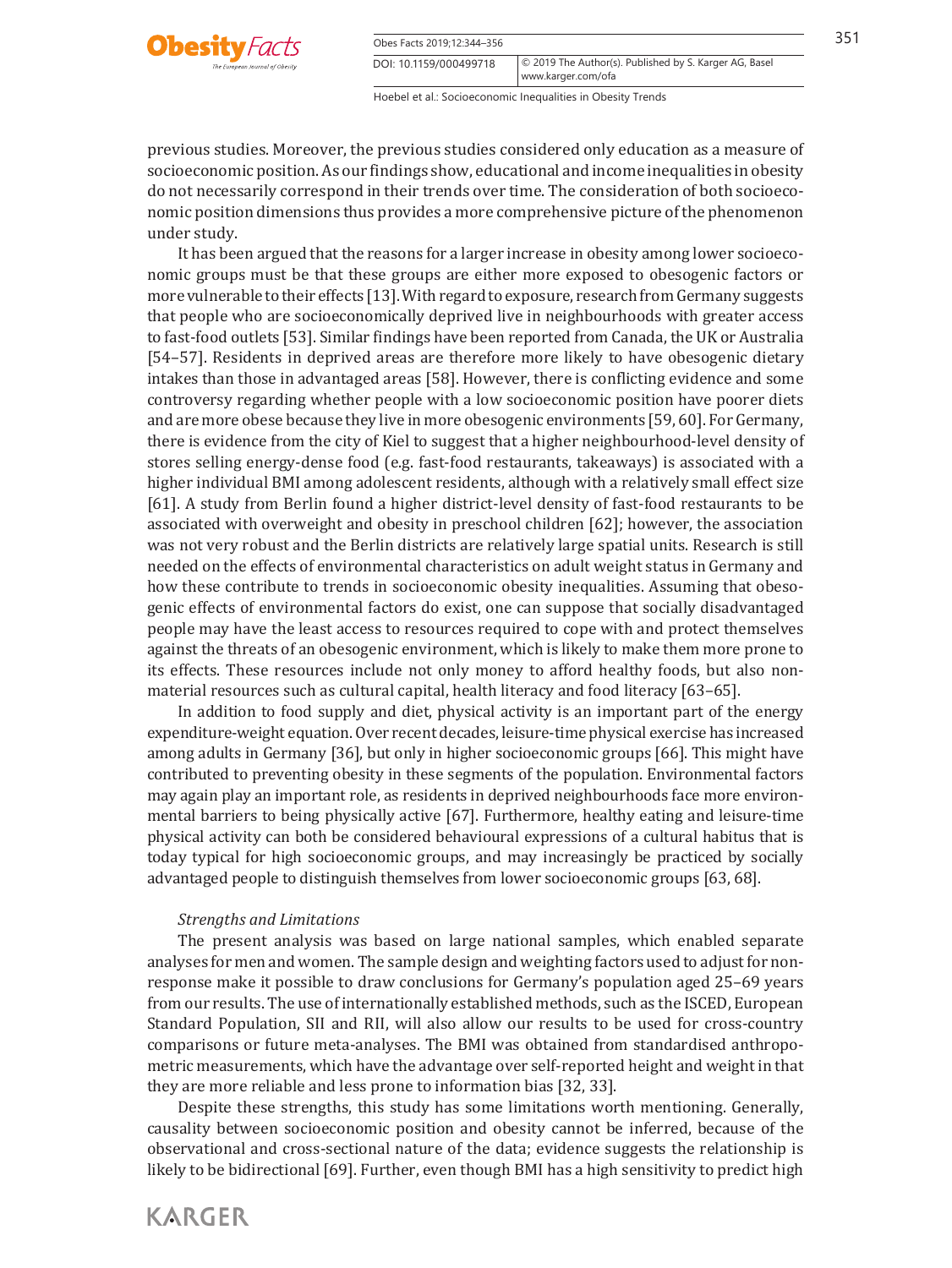previous studies. Moreover, the previous studies considered only education as a measure of socioeconomic position. As our findings show, educational and income inequalities in obesity do not necessarily correspond in their trends over time. The consideration of both socioeconomic position dimensions thus provides a more comprehensive picture of the phenomenon under study.

It has been argued that the reasons for a larger increase in obesity among lower socioeconomic groups must be that these groups are either more exposed to obesogenic factors or more vulnerable to their effects [13]. With regard to exposure, research from Germany suggests that people who are socioeconomically deprived live in neighbourhoods with greater access to fast-food outlets [53]. Similar findings have been reported from Canada, the UK or Australia [54–57]. Residents in deprived areas are therefore more likely to have obesogenic dietary intakes than those in advantaged areas [58]. However, there is conflicting evidence and some controversy regarding whether people with a low socioeconomic position have poorer diets and are more obese because they live in more obesogenic environments [59, 60]. For Germany, there is evidence from the city of Kiel to suggest that a higher neighbourhood-level density of stores selling energy-dense food (e.g. fast-food restaurants, takeaways) is associated with a higher individual BMI among adolescent residents, although with a relatively small effect size [61]. A study from Berlin found a higher district-level density of fast-food restaurants to be associated with overweight and obesity in preschool children [62]; however, the association was not very robust and the Berlin districts are relatively large spatial units. Research is still needed on the effects of environmental characteristics on adult weight status in Germany and how these contribute to trends in socioeconomic obesity inequalities. Assuming that obesogenic effects of environmental factors do exist, one can suppose that socially disadvantaged people may have the least access to resources required to cope with and protect themselves against the threats of an obesogenic environment, which is likely to make them more prone to its effects. These resources include not only money to afford healthy foods, but also non-material resources such as cultural capital, health literacy and food literacy [63–65].

In addition to food supply and diet, physical activity is an important part of the energy expenditure-weight equation. Over recent decades, leisure-time physical exercise has increased among adults in Germany [36], but only in higher socioeconomic groups [66]. This might have contributed to preventing obesity in these segments of the population. Environmental factors may again play an important role, as residents in deprived neighbourhoods face more environmental barriers to being physically active [67]. Furthermore, healthy eating and leisure-time physical activity can both be considered behavioural expressions of a cultural habitus that is today typical for high socioeconomic groups, and may increasingly be practiced by socially advantaged people to distinguish themselves from lower socioeconomic groups [63, 68].

*Strengths and Limitations*

The present analysis was based on large national samples, which enabled separate analyses for men and women. The sample design and weighting factors used to adjust for non-response make it possible to draw conclusions for Germany's population aged 25–69 years from our results. The use of internationally established methods, such as the ISCED, European Standard Population, SII and RII, will also allow our results to be used for cross-country comparisons or future meta-analyses. The BMI was obtained from standardised anthropometric measurements, which have the advantage over self-reported height and weight in that they are more reliable and less prone to information bias [32, 33].

Despite these strengths, this study has some limitations worth mentioning. Generally, causality between socioeconomic position and obesity cannot be inferred, because of the observational and cross-sectional nature of the data; evidence suggests the relationship is likely to be bidirectional [69]. Further, even though BMI has a high sensitivity to predict high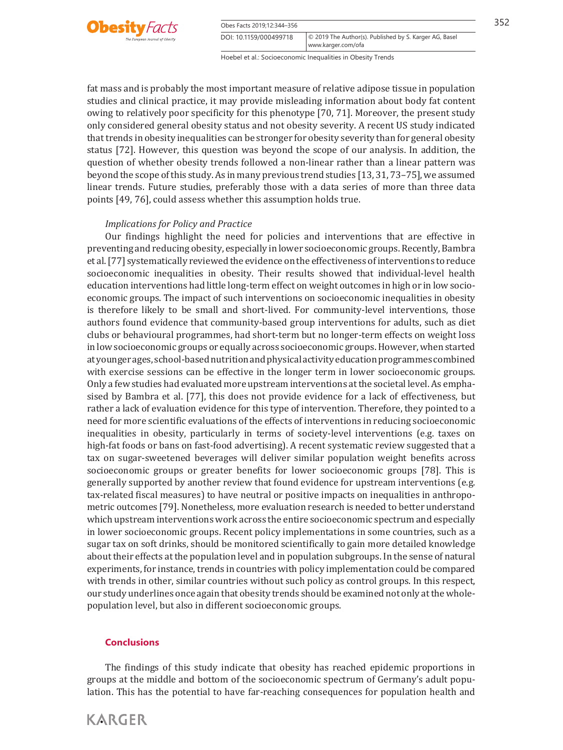fat mass and is probably the most important measure of relative adipose tissue in population studies and clinical practice, it may provide misleading information about body fat content owing to relatively poor specificity for this phenotype [70, 71]. Moreover, the present study only considered general obesity status and not obesity severity. A recent US study indicated that trends in obesity inequalities can be stronger for obesity severity than for general obesity status [72]. However, this question was beyond the scope of our analysis. In addition, the question of whether obesity trends followed a non-linear rather than a linear pattern was beyond the scope of this study. As in many previous trend studies [13, 31, 73–75], we assumed linear trends. Future studies, preferably those with a data series of more than three data points [49, 76], could assess whether this assumption holds true.

### *Implications for Policy and Practice*

Our findings highlight the need for policies and interventions that are effective in preventing and reducing obesity, especially in lower socioeconomic groups. Recently, Bambra et al. [77] systematically reviewed the evidence on the effectiveness of interventions to reduce socioeconomic inequalities in obesity. Their results showed that individual-level health education interventions had little long-term effect on weight outcomes in high or in low socioeconomic groups. The impact of such interventions on socioeconomic inequalities in obesity is therefore likely to be small and short-lived. For community-level interventions, those authors found evidence that community-based group interventions for adults, such as diet clubs or behavioural programmes, had short-term but no longer-term effects on weight loss in low socioeconomic groups or equally across socioeconomic groups. However, when started at younger ages, school-based nutrition and physical activity education programmes combined with exercise sessions can be effective in the longer term in lower socioeconomic groups. Only a few studies had evaluated more upstream interventions at the societal level. As emphasised by Bambra et al. [77], this does not provide evidence for a lack of effectiveness, but rather a lack of evaluation evidence for this type of intervention. Therefore, they pointed to a need for more scientific evaluations of the effects of interventions in reducing socioeconomic inequalities in obesity, particularly in terms of society-level interventions (e.g. taxes on high-fat foods or bans on fast-food advertising). A recent systematic review suggested that a tax on sugar-sweetened beverages will deliver similar population weight benefits across socioeconomic groups or greater benefits for lower socioeconomic groups [78]. This is generally supported by another review that found evidence for upstream interventions (e.g. tax-related fiscal measures) to have neutral or positive impacts on inequalities in anthropometric outcomes [79]. Nonetheless, more evaluation research is needed to better understand which upstream interventions work across the entire socioeconomic spectrum and especially in lower socioeconomic groups. Recent policy implementations in some countries, such as a sugar tax on soft drinks, should be monitored scientifically to gain more detailed knowledge about their effects at the population level and in population subgroups. In the sense of natural experiments, for instance, trends in countries with policy implementation could be compared with trends in other, similar countries without such policy as control groups. In this respect, our study underlines once again that obesity trends should be examined not only at the whole-population level, but also in different socioeconomic groups.

## Conclusions

The findings of this study indicate that obesity has reached epidemic proportions in groups at the middle and bottom of the socioeconomic spectrum of Germany's adult population. This has the potential to have far-reaching consequences for population health and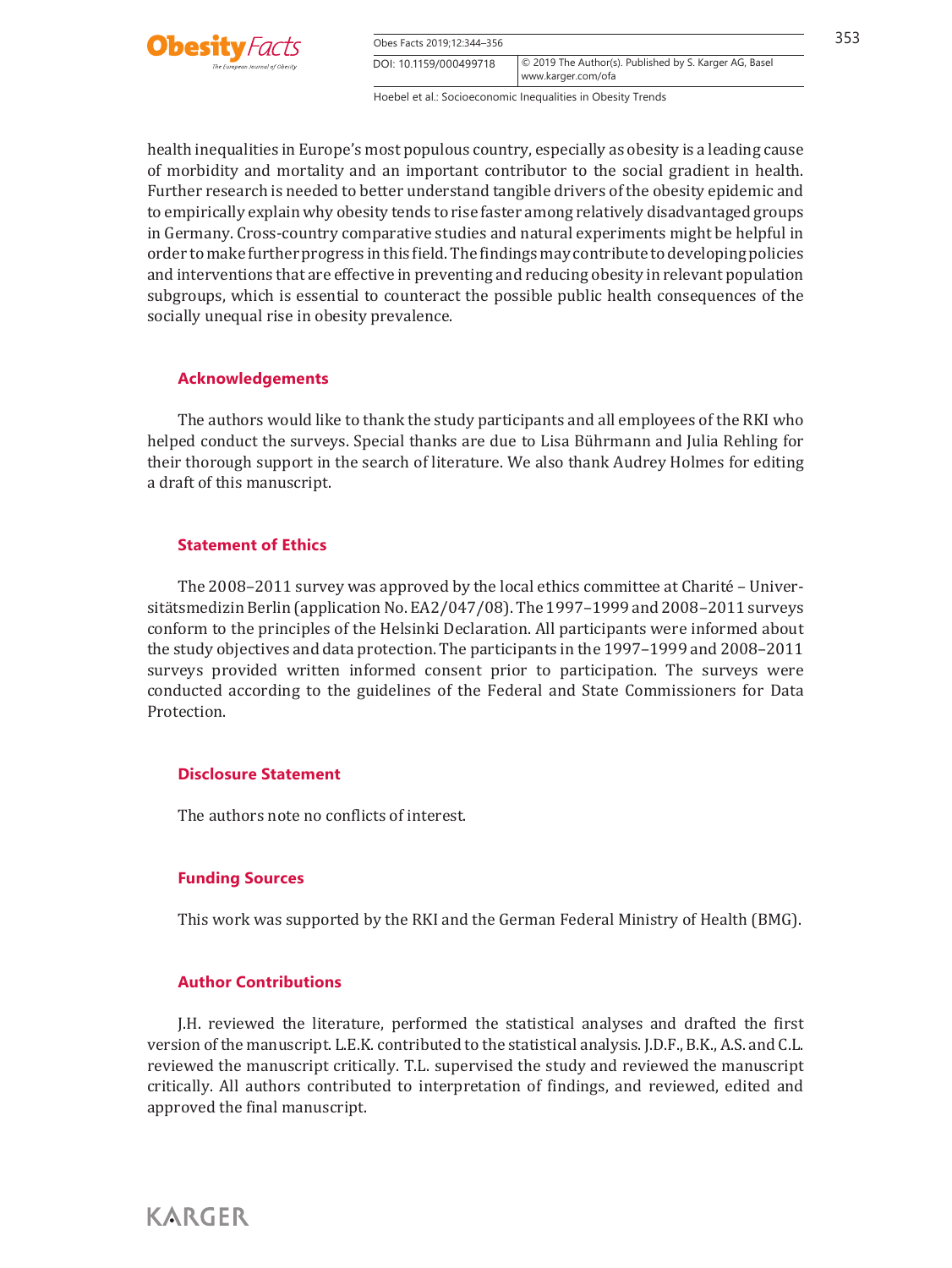health inequalities in Europe's most populous country, especially as obesity is a leading cause of morbidity and mortality and an important contributor to the social gradient in health. Further research is needed to better understand tangible drivers of the obesity epidemic and to empirically explain why obesity tends to rise faster among relatively disadvantaged groups in Germany. Cross-country comparative studies and natural experiments might be helpful in order to make further progress in this field. The findings may contribute to developing policies and interventions that are effective in preventing and reducing obesity in relevant population subgroups, which is essential to counteract the possible public health consequences of the socially unequal rise in obesity prevalence.

## Acknowledgements

The authors would like to thank the study participants and all employees of the RKI who helped conduct the surveys. Special thanks are due to Lisa Bührmann and Julia Rehling for their thorough support in the search of literature. We also thank Audrey Holmes for editing a draft of this manuscript.

## Statement of Ethics

The 2008–2011 survey was approved by the local ethics committee at Charité – Universitätsmedizin Berlin (application No. EA2/047/08). The 1997–1999 and 2008–2011 surveys conform to the principles of the Helsinki Declaration. All participants were informed about the study objectives and data protection. The participants in the 1997–1999 and 2008–2011 surveys provided written informed consent prior to participation. The surveys were conducted according to the guidelines of the Federal and State Commissioners for Data Protection.

## Disclosure Statement

The authors note no conflicts of interest.

## Funding Sources

This work was supported by the RKI and the German Federal Ministry of Health (BMG).

## Author Contributions

J.H. reviewed the literature, performed the statistical analyses and drafted the first version of the manuscript. L.E.K. contributed to the statistical analysis. J.D.F., B.K., A.S. and C.L. reviewed the manuscript critically. T.L. supervised the study and reviewed the manuscript critically. All authors contributed to interpretation of findings, and reviewed, edited and approved the final manuscript.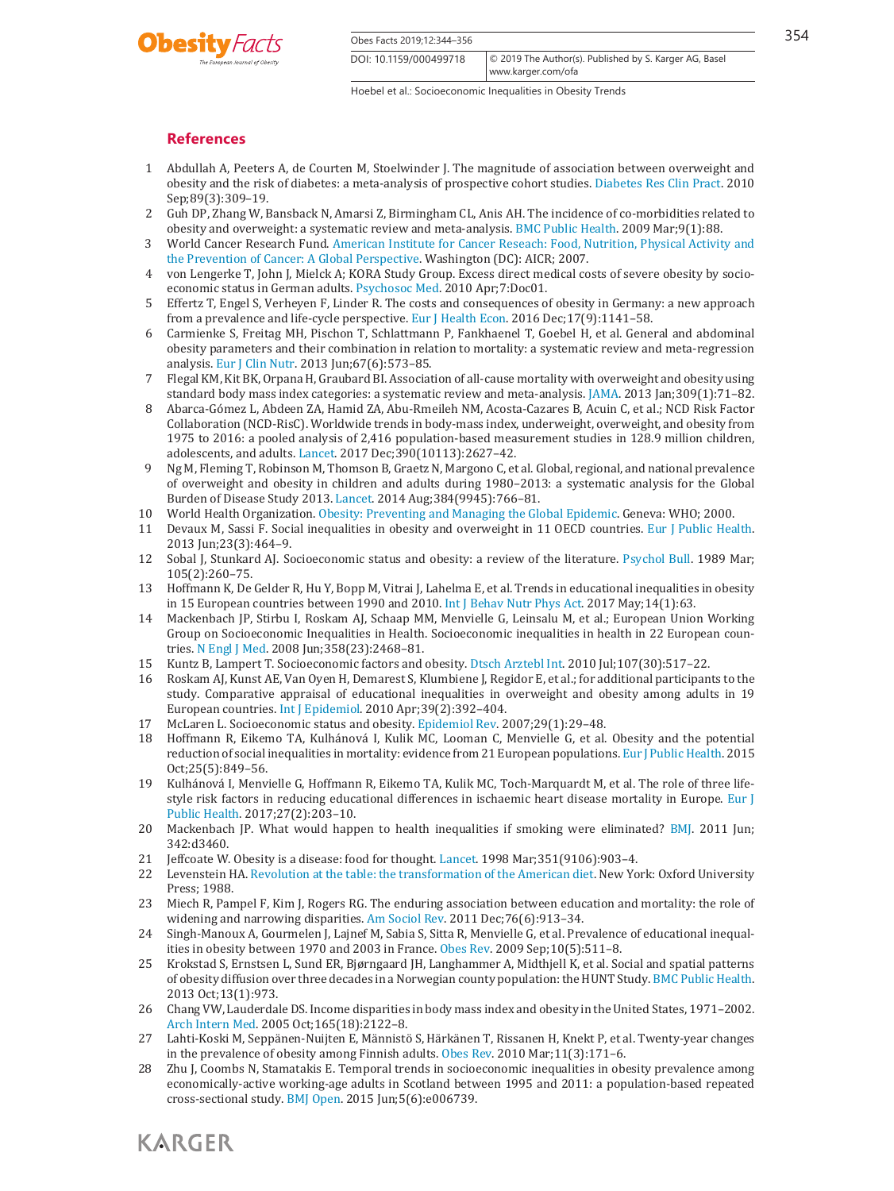## References

1. Abdullah A, Peeters A, de Courten M, Stoelwinder J. The magnitude of association between overweight and obesity and the risk of diabetes: a meta-analysis of prospective cohort studies. Diabetes Res Clin Pract. 2010 Sep;89(3):309–19.
2. Guh DP, Zhang W, Bansback N, Amarsi Z, Birmingham CL, Anis AH. The incidence of co-morbidities related to obesity and overweight: a systematic review and meta-analysis. BMC Public Health. 2009 Mar;9(1):88.
3. World Cancer Research Fund. American Institute for Cancer Reseach: Food, Nutrition, Physical Activity and the Prevention of Cancer: A Global Perspective. Washington (DC): AICR; 2007.
4. von Lengerke T, John J, Mielck A; KORA Study Group. Excess direct medical costs of severe obesity by socioeconomic status in German adults. Psychosoc Med. 2010 Apr;7:Doc01.
5. Effertz T, Engel S, Verheyen F, Linder R. The costs and consequences of obesity in Germany: a new approach from a prevalence and life-cycle perspective. Eur J Health Econ. 2016 Dec;17(9):1141–58.
6. Carmienke S, Freitag MH, Pischon T, Schlattmann P, Fankhaenel T, Goebel H, et al. General and abdominal obesity parameters and their combination in relation to mortality: a systematic review and meta-regression analysis. Eur J Clin Nutr. 2013 Jun;67(6):573–85.
7. Flegal KM, Kit BK, Orpana H, Graubard BI. Association of all-cause mortality with overweight and obesity using standard body mass index categories: a systematic review and meta-analysis. JAMA. 2013 Jan;309(1):71–82.
8. Abarca-Gómez L, Abdeen ZA, Hamid ZA, Abu-Rmeileh NM, Acosta-Cazares B, Acuin C, et al.; NCD Risk Factor Collaboration (NCD-RisC). Worldwide trends in body-mass index, underweight, overweight, and obesity from 1975 to 2016: a pooled analysis of 2,416 population-based measurement studies in 128.9 million children, adolescents, and adults. Lancet. 2017 Dec;390(10113):2627–42.
9. Ng M, Fleming T, Robinson M, Thomson B, Graetz N, Margono C, et al. Global, regional, and national prevalence of overweight and obesity in children and adults during 1980–2013: a systematic analysis for the Global Burden of Disease Study 2013. Lancet. 2014 Aug;384(9945):766–81.
10. World Health Organization. Obesity: Preventing and Managing the Global Epidemic. Geneva: WHO; 2000.
11. Devaux M, Sassi F. Social inequalities in obesity and overweight in 11 OECD countries. Eur J Public Health. 2013 Jun;23(3):464–9.
12. Sobal J, Stunkard AJ. Socioeconomic status and obesity: a review of the literature. Psychol Bull. 1989 Mar;105(2):260–75.
13. Hoffmann K, De Gelder R, Hu Y, Bopp M, Vitrai J, Lahelma E, et al. Trends in educational inequalities in obesity in 15 European countries between 1990 and 2010. Int J Behav Nutr Phys Act. 2017 May;14(1):63.
14. Mackenbach JP, Stirbu I, Roskam AJ, Schaap MM, Menvielle G, Leinsalu M, et al.; European Union Working Group on Socioeconomic Inequalities in Health. Socioeconomic inequalities in health in 22 European countries. N Engl J Med. 2008 Jun;358(23):2468–81.
15. Kuntz B, Lampert T. Socioeconomic factors and obesity. Dtsch Arztebl Int. 2010 Jul;107(30):517–22.
16. Roskam AJ, Kunst AE, Van Oyen H, Demarest S, Klumbiene J, Regidor E, et al.; for additional participants to the study. Comparative appraisal of educational inequalities in overweight and obesity among adults in 19 European countries. Int J Epidemiol. 2010 Apr;39(2):392–404.
17. McLaren L. Socioeconomic status and obesity. Epidemiol Rev. 2007;29(1):29–48.
18. Hoffmann R, Eikemo TA, Kulhánová I, Kulik MC, Looman C, Menvielle G, et al. Obesity and the potential reduction of social inequalities in mortality: evidence from 21 European populations. Eur J Public Health. 2015 Oct;25(5):849–56.
19. Kulhánová I, Menvielle G, Hoffmann R, Eikemo TA, Kulik MC, Toch-Marquardt M, et al. The role of three lifestyle risk factors in reducing educational differences in ischaemic heart disease mortality in Europe. Eur J Public Health. 2017;27(2):203–10.
20. Mackenbach JP. What would happen to health inequalities if smoking were eliminated? BMJ. 2011 Jun;342:d3460.
21. Jeffcoate W. Obesity is a disease: food for thought. Lancet. 1998 Mar;351(9106):903–4.
22. Levenstein HA. Revolution at the table: the transformation of the American diet. New York: Oxford University Press; 1988.
23. Miech R, Pampel F, Kim J, Rogers RG. The enduring association between education and mortality: the role of widening and narrowing disparities. Am Sociol Rev. 2011 Dec;76(6):913–34.
24. Singh-Manoux A, Gourmelen J, Lajnef M, Sabia S, Sitta R, Menvielle G, et al. Prevalence of educational inequalities in obesity between 1970 and 2003 in France. Obes Rev. 2009 Sep;10(5):511–8.
25. Krokstad S, Ernstsen L, Sund ER, Bjørngaard JH, Langhammer A, Midthjell K, et al. Social and spatial patterns of obesity diffusion over three decades in a Norwegian county population: the HUNT Study. BMC Public Health. 2013 Oct;13(1):973.
26. Chang VW, Lauderdale DS. Income disparities in body mass index and obesity in the United States, 1971–2002. Arch Intern Med. 2005 Oct;165(18):2122–8.
27. Lahti-Koski M, Seppänen-Nuijten E, Männistö S, Härkänen T, Rissanen H, Knekt P, et al. Twenty-year changes in the prevalence of obesity among Finnish adults. Obes Rev. 2010 Mar;11(3):171–6.
28. Zhu J, Coombs N, Stamatakis E. Temporal trends in socioeconomic inequalities in obesity prevalence among economically-active working-age adults in Scotland between 1995 and 2011: a population-based repeated cross-sectional study. BMJ Open. 2015 Jun;5(6):e006739.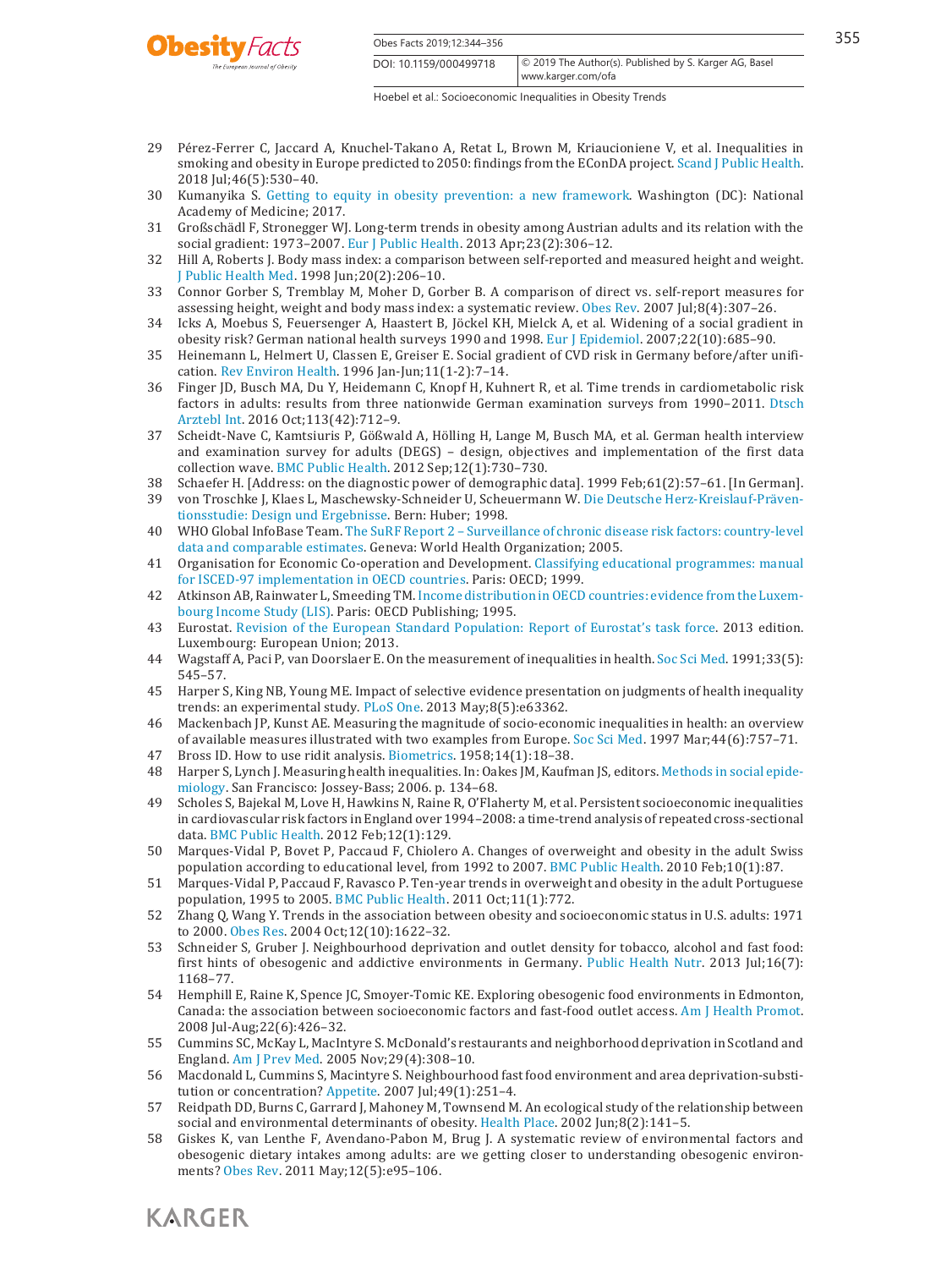29 Pérez-Ferrer C, Jaccard A, Knuchel-Takano A, Retat L, Brown M, Kriaucioniene V, et al. Inequalities in smoking and obesity in Europe predicted to 2050: findings from the EConDA project. Scand J Public Health. 2018 Jul;46(5):530–40.

30 Kumanyika S. Getting to equity in obesity prevention: a new framework. Washington (DC): National Academy of Medicine; 2017.

31 Großschädl F, Stronegger WJ. Long-term trends in obesity among Austrian adults and its relation with the social gradient: 1973–2007. Eur J Public Health. 2013 Apr;23(2):306–12.

32 Hill A, Roberts J. Body mass index: a comparison between self-reported and measured height and weight. J Public Health Med. 1998 Jun;20(2):206–10.

33 Connor Gorber S, Tremblay M, Moher D, Gorber B. A comparison of direct vs. self-report measures for assessing height, weight and body mass index: a systematic review. Obes Rev. 2007 Jul;8(4):307–26.

34 Icks A, Moebus S, Feuersenger A, Haastert B, Jöckel KH, Mielck A, et al. Widening of a social gradient in obesity risk? German national health surveys 1990 and 1998. Eur J Epidemiol. 2007;22(10):685–90.

35 Heinemann L, Helmert U, Classen E, Greiser E. Social gradient of CVD risk in Germany before/after unification. Rev Environ Health. 1996 Jan-Jun;11(1-2):7–14.

36 Finger JD, Busch MA, Du Y, Heidemann C, Knopf H, Kuhnert R, et al. Time trends in cardiometabolic risk factors in adults: results from three nationwide German examination surveys from 1990–2011. Dtsch Arztebl Int. 2016 Oct;113(42):712–9.

37 Scheidt-Nave C, Kamtsiuris P, Gößwald A, Hölling H, Lange M, Busch MA, et al. German health interview and examination survey for adults (DEGS) – design, objectives and implementation of the first data collection wave. BMC Public Health. 2012 Sep;12(1):730–730.

38 Schaefer H. [Address: on the diagnostic power of demographic data]. 1999 Feb;61(2):57–61. [In German].

39 von Troschke J, Klaes L, Maschewsky-Schneider U, Scheuermann W. Die Deutsche Herz-Kreislauf-Präventionsstudie: Design und Ergebnisse. Bern: Huber; 1998.

40 WHO Global InfoBase Team. The SuRF Report 2 – Surveillance of chronic disease risk factors: country-level data and comparable estimates. Geneva: World Health Organization; 2005.

41 Organisation for Economic Co-operation and Development. Classifying educational programmes: manual for ISCED-97 implementation in OECD countries. Paris: OECD; 1999.

42 Atkinson AB, Rainwater L, Smeeding TM. Income distribution in OECD countries: evidence from the Luxembourg Income Study (LIS). Paris: OECD Publishing; 1995.

43 Eurostat. Revision of the European Standard Population: Report of Eurostat's task force. 2013 edition. Luxembourg: European Union; 2013.

44 Wagstaff A, Paci P, van Doorslaer E. On the measurement of inequalities in health. Soc Sci Med. 1991;33(5): 545–57.

45 Harper S, King NB, Young ME. Impact of selective evidence presentation on judgments of health inequality trends: an experimental study. PLoS One. 2013 May;8(5):e63362.

46 Mackenbach JP, Kunst AE. Measuring the magnitude of socio-economic inequalities in health: an overview of available measures illustrated with two examples from Europe. Soc Sci Med. 1997 Mar;44(6):757–71.

47 Bross ID. How to use ridit analysis. Biometrics. 1958;14(1):18–38.

48 Harper S, Lynch J. Measuring health inequalities. In: Oakes JM, Kaufman JS, editors. Methods in social epidemiology. San Francisco: Jossey-Bass; 2006. p. 134–68.

49 Scholes S, Bajekal M, Love H, Hawkins N, Raine R, O'Flaherty M, et al. Persistent socioeconomic inequalities in cardiovascular risk factors in England over 1994–2008: a time-trend analysis of repeated cross-sectional data. BMC Public Health. 2012 Feb;12(1):129.

50 Marques-Vidal P, Bovet P, Paccaud F, Chiolero A. Changes of overweight and obesity in the adult Swiss population according to educational level, from 1992 to 2007. BMC Public Health. 2010 Feb;10(1):87.

51 Marques-Vidal P, Paccaud F, Ravasco P. Ten-year trends in overweight and obesity in the adult Portuguese population, 1995 to 2005. BMC Public Health. 2011 Oct;11(1):772.

52 Zhang Q, Wang Y. Trends in the association between obesity and socioeconomic status in U.S. adults: 1971 to 2000. Obes Res. 2004 Oct;12(10):1622–32.

53 Schneider S, Gruber J. Neighbourhood deprivation and outlet density for tobacco, alcohol and fast food: first hints of obesogenic and addictive environments in Germany. Public Health Nutr. 2013 Jul;16(7): 1168–77.

54 Hemphill E, Raine K, Spence JC, Smoyer-Tomic KE. Exploring obesogenic food environments in Edmonton, Canada: the association between socioeconomic factors and fast-food outlet access. Am J Health Promot. 2008 Jul-Aug;22(6):426–32.

55 Cummins SC, McKay L, MacIntyre S. McDonald's restaurants and neighborhood deprivation in Scotland and England. Am J Prev Med. 2005 Nov;29(4):308–10.

56 Macdonald L, Cummins S, Macintyre S. Neighbourhood fast food environment and area deprivation-substitution or concentration? Appetite. 2007 Jul;49(1):251–4.

57 Reidpath DD, Burns C, Garrard J, Mahoney M, Townsend M. An ecological study of the relationship between social and environmental determinants of obesity. Health Place. 2002 Jun;8(2):141–5.

58 Giskes K, van Lenthe F, Avendano-Pabon M, Brug J. A systematic review of environmental factors and obesogenic dietary intakes among adults: are we getting closer to understanding obesogenic environments? Obes Rev. 2011 May;12(5):e95–106.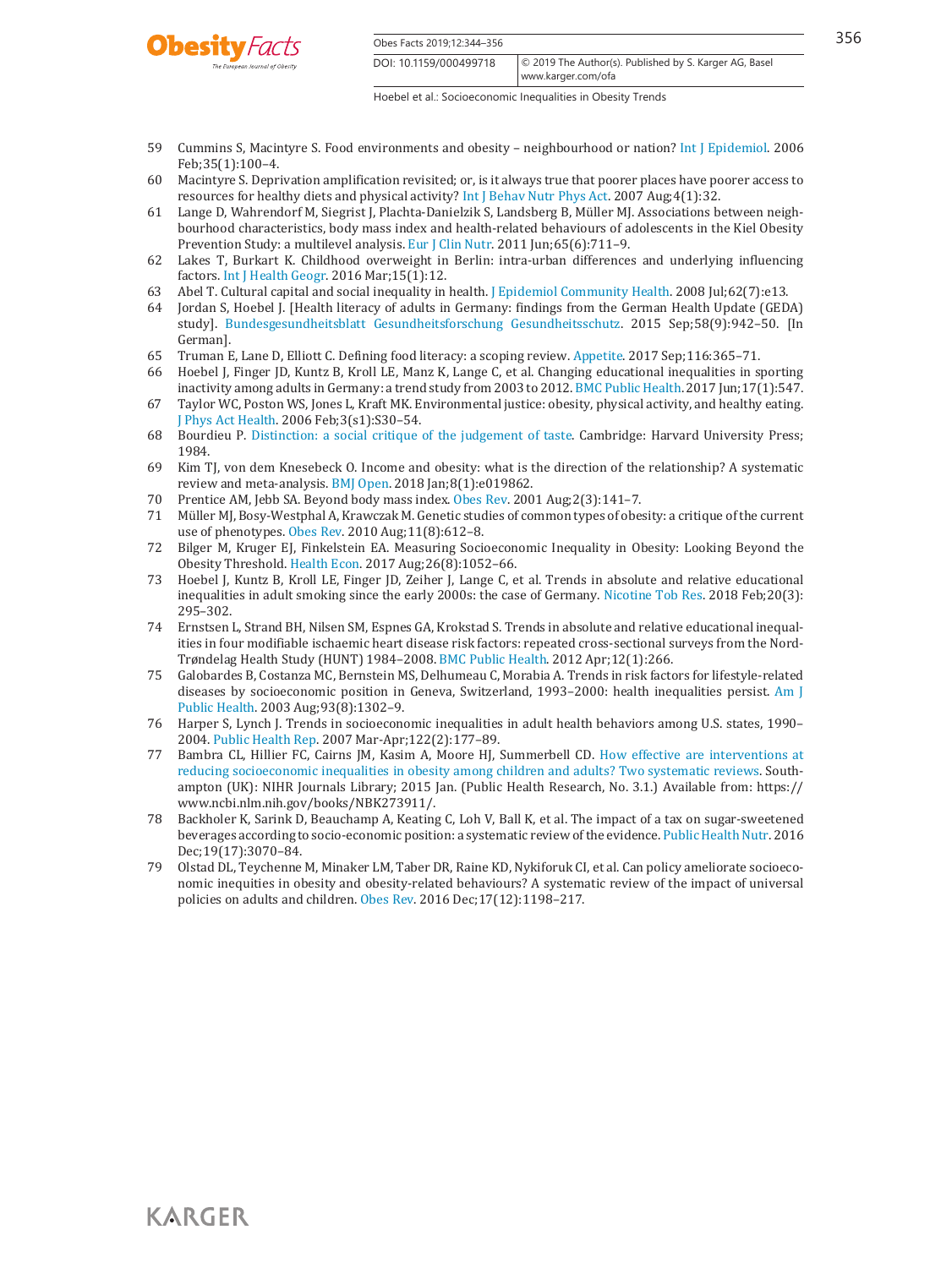59 Cummins S, Macintyre S. Food environments and obesity – neighbourhood or nation? Int J Epidemiol. 2006 Feb;35(1):100–4.

60 Macintyre S. Deprivation amplification revisited; or, is it always true that poorer places have poorer access to resources for healthy diets and physical activity? Int J Behav Nutr Phys Act. 2007 Aug;4(1):32.

61 Lange D, Wahrendorf M, Siegrist J, Plachta-Danielzik S, Landsberg B, Müller MJ. Associations between neighbourhood characteristics, body mass index and health-related behaviours of adolescents in the Kiel Obesity Prevention Study: a multilevel analysis. Eur J Clin Nutr. 2011 Jun;65(6):711–9.

62 Lakes T, Burkart K. Childhood overweight in Berlin: intra-urban differences and underlying influencing factors. Int J Health Geogr. 2016 Mar;15(1):12.

63 Abel T. Cultural capital and social inequality in health. J Epidemiol Community Health. 2008 Jul;62(7):e13.

64 Jordan S, Hoebel J. [Health literacy of adults in Germany: findings from the German Health Update (GEDA) study]. Bundesgesundheitsblatt Gesundheitsforschung Gesundheitsschutz. 2015 Sep;58(9):942–50. [In German].

65 Truman E, Lane D, Elliott C. Defining food literacy: a scoping review. Appetite. 2017 Sep;116:365–71.

66 Hoebel J, Finger JD, Kuntz B, Kroll LE, Manz K, Lange C, et al. Changing educational inequalities in sporting inactivity among adults in Germany: a trend study from 2003 to 2012. BMC Public Health. 2017 Jun;17(1):547.

67 Taylor WC, Poston WS, Jones L, Kraft MK. Environmental justice: obesity, physical activity, and healthy eating. J Phys Act Health. 2006 Feb;3(s1):S30–54.

68 Bourdieu P. Distinction: a social critique of the judgement of taste. Cambridge: Harvard University Press; 1984.

69 Kim TJ, von dem Knesebeck O. Income and obesity: what is the direction of the relationship? A systematic review and meta-analysis. BMJ Open. 2018 Jan;8(1):e019862.

70 Prentice AM, Jebb SA. Beyond body mass index. Obes Rev. 2001 Aug;2(3):141–7.

71 Müller MJ, Bosy-Westphal A, Krawczak M. Genetic studies of common types of obesity: a critique of the current use of phenotypes. Obes Rev. 2010 Aug;11(8):612–8.

72 Bilger M, Kruger EJ, Finkelstein EA. Measuring Socioeconomic Inequality in Obesity: Looking Beyond the Obesity Threshold. Health Econ. 2017 Aug;26(8):1052–66.

73 Hoebel J, Kuntz B, Kroll LE, Finger JD, Zeiher J, Lange C, et al. Trends in absolute and relative educational inequalities in adult smoking since the early 2000s: the case of Germany. Nicotine Tob Res. 2018 Feb;20(3):295–302.

74 Ernstsen L, Strand BH, Nilsen SM, Espnes GA, Krokstad S. Trends in absolute and relative educational inequalities in four modifiable ischaemic heart disease risk factors: repeated cross-sectional surveys from the Nord-Trøndelag Health Study (HUNT) 1984–2008. BMC Public Health. 2012 Apr;12(1):266.

75 Galobardes B, Costanza MC, Bernstein MS, Delhumeau C, Morabia A. Trends in risk factors for lifestyle-related diseases by socioeconomic position in Geneva, Switzerland, 1993–2000: health inequalities persist. Am J Public Health. 2003 Aug;93(8):1302–9.

76 Harper S, Lynch J. Trends in socioeconomic inequalities in adult health behaviors among U.S. states, 1990–2004. Public Health Rep. 2007 Mar-Apr;122(2):177–89.

77 Bambra CL, Hillier FC, Cairns JM, Kasim A, Moore HJ, Summerbell CD. How effective are interventions at reducing socioeconomic inequalities in obesity among children and adults? Two systematic reviews. Southampton (UK): NIHR Journals Library; 2015 Jan. (Public Health Research, No. 3.1.) Available from: https://www.ncbi.nlm.nih.gov/books/NBK273911/.

78 Backholer K, Sarink D, Beauchamp A, Keating C, Loh V, Ball K, et al. The impact of a tax on sugar-sweetened beverages according to socio-economic position: a systematic review of the evidence. Public Health Nutr. 2016 Dec;19(17):3070–84.

79 Olstad DL, Teychenne M, Minaker LM, Taber DR, Raine KD, Nykiforuk CI, et al. Can policy ameliorate socioeconomic inequities in obesity and obesity-related behaviours? A systematic review of the impact of universal policies on adults and children. Obes Rev. 2016 Dec;17(12):1198–217.